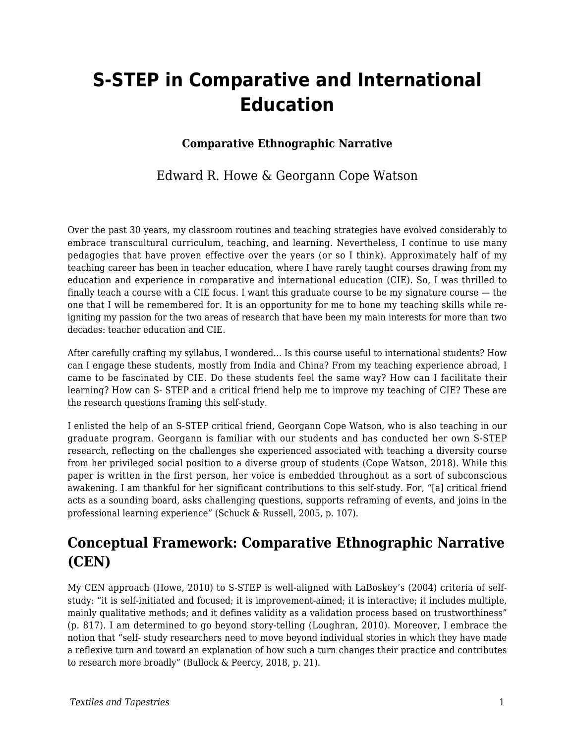# S-STEP in Comparative and International Education

**Comparative Ethnographic Narrative**

Edward R. Howe & Georgann Cope Watson

Over the past 30 years, my classroom routines and teaching strategies have evolved considerably to embrace transcultural curriculum, teaching, and learning. Nevertheless, I continue to use many pedagogies that have proven effective over the years (or so I think). Approximately half of my teaching career has been in teacher education, where I have rarely taught courses drawing from my education and experience in comparative and international education (CIE). So, I was thrilled to finally teach a course with a CIE focus. I want this graduate course to be my signature course — the one that I will be remembered for. It is an opportunity for me to hone my teaching skills while re-igniting my passion for the two areas of research that have been my main interests for more than two decades: teacher education and CIE.

After carefully crafting my syllabus, I wondered... Is this course useful to international students? How can I engage these students, mostly from India and China? From my teaching experience abroad, I came to be fascinated by CIE. Do these students feel the same way? How can I facilitate their learning? How can S- STEP and a critical friend help me to improve my teaching of CIE? These are the research questions framing this self-study.

I enlisted the help of an S-STEP critical friend, Georgann Cope Watson, who is also teaching in our graduate program. Georgann is familiar with our students and has conducted her own S-STEP research, reflecting on the challenges she experienced associated with teaching a diversity course from her privileged social position to a diverse group of students (Cope Watson, 2018). While this paper is written in the first person, her voice is embedded throughout as a sort of subconscious awakening. I am thankful for her significant contributions to this self-study. For, "[a] critical friend acts as a sounding board, asks challenging questions, supports reframing of events, and joins in the professional learning experience" (Schuck & Russell, 2005, p. 107).

## Conceptual Framework: Comparative Ethnographic Narrative (CEN)

My CEN approach (Howe, 2010) to S-STEP is well-aligned with LaBoskey's (2004) criteria of self-study: "it is self-initiated and focused; it is improvement-aimed; it is interactive; it includes multiple, mainly qualitative methods; and it defines validity as a validation process based on trustworthiness" (p. 817). I am determined to go beyond story-telling (Loughran, 2010). Moreover, I embrace the notion that "self- study researchers need to move beyond individual stories in which they have made a reflexive turn and toward an explanation of how such a turn changes their practice and contributes to research more broadly" (Bullock & Peercy, 2018, p. 21).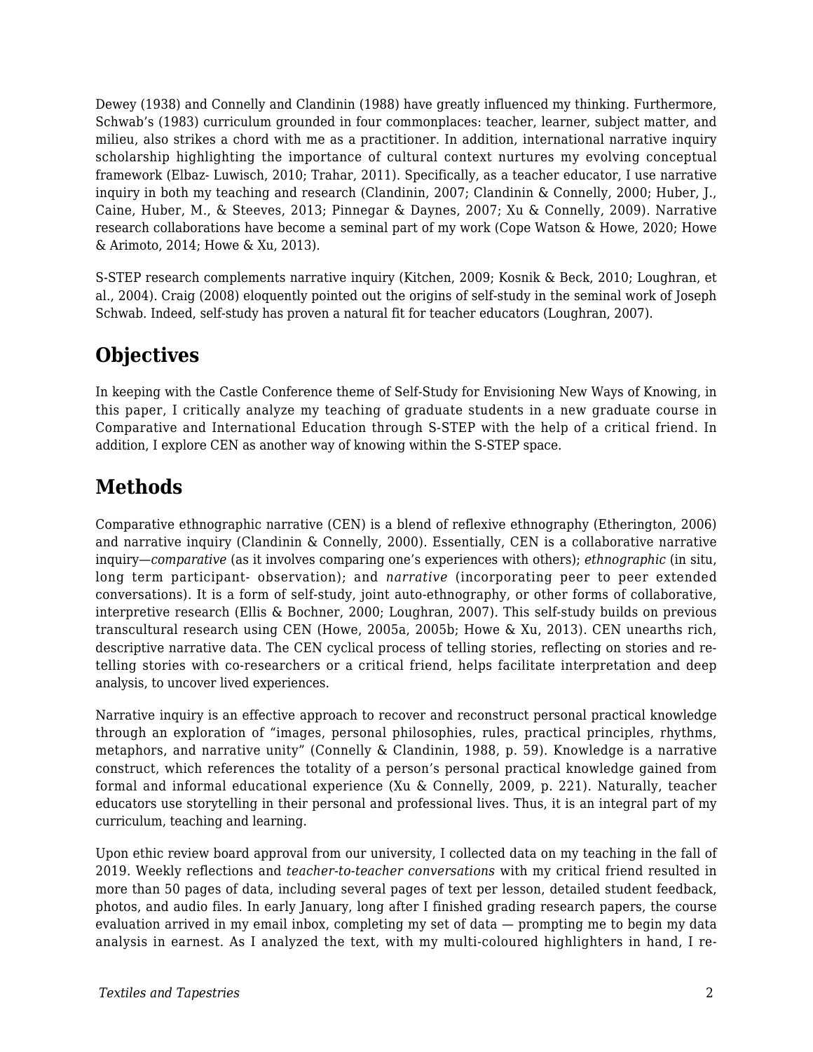Dewey (1938) and Connelly and Clandinin (1988) have greatly influenced my thinking. Furthermore, Schwab's (1983) curriculum grounded in four commonplaces: teacher, learner, subject matter, and milieu, also strikes a chord with me as a practitioner. In addition, international narrative inquiry scholarship highlighting the importance of cultural context nurtures my evolving conceptual framework (Elbaz- Luwisch, 2010; Trahar, 2011). Specifically, as a teacher educator, I use narrative inquiry in both my teaching and research (Clandinin, 2007; Clandinin & Connelly, 2000; Huber, J., Caine, Huber, M., & Steeves, 2013; Pinnegar & Daynes, 2007; Xu & Connelly, 2009). Narrative research collaborations have become a seminal part of my work (Cope Watson & Howe, 2020; Howe & Arimoto, 2014; Howe & Xu, 2013).

S-STEP research complements narrative inquiry (Kitchen, 2009; Kosnik & Beck, 2010; Loughran, et al., 2004). Craig (2008) eloquently pointed out the origins of self-study in the seminal work of Joseph Schwab. Indeed, self-study has proven a natural fit for teacher educators (Loughran, 2007).

## Objectives

In keeping with the Castle Conference theme of Self-Study for Envisioning New Ways of Knowing, in this paper, I critically analyze my teaching of graduate students in a new graduate course in Comparative and International Education through S-STEP with the help of a critical friend. In addition, I explore CEN as another way of knowing within the S-STEP space.

## Methods

Comparative ethnographic narrative (CEN) is a blend of reflexive ethnography (Etherington, 2006) and narrative inquiry (Clandinin & Connelly, 2000). Essentially, CEN is a collaborative narrative inquiry—*comparative* (as it involves comparing one's experiences with others); *ethnographic* (in situ, long term participant- observation); and *narrative* (incorporating peer to peer extended conversations). It is a form of self-study, joint auto-ethnography, or other forms of collaborative, interpretive research (Ellis & Bochner, 2000; Loughran, 2007). This self-study builds on previous transcultural research using CEN (Howe, 2005a, 2005b; Howe & Xu, 2013). CEN unearths rich, descriptive narrative data. The CEN cyclical process of telling stories, reflecting on stories and re-telling stories with co-researchers or a critical friend, helps facilitate interpretation and deep analysis, to uncover lived experiences.

Narrative inquiry is an effective approach to recover and reconstruct personal practical knowledge through an exploration of "images, personal philosophies, rules, practical principles, rhythms, metaphors, and narrative unity" (Connelly & Clandinin, 1988, p. 59). Knowledge is a narrative construct, which references the totality of a person's personal practical knowledge gained from formal and informal educational experience (Xu & Connelly, 2009, p. 221). Naturally, teacher educators use storytelling in their personal and professional lives. Thus, it is an integral part of my curriculum, teaching and learning.

Upon ethic review board approval from our university, I collected data on my teaching in the fall of 2019. Weekly reflections and *teacher-to-teacher conversations* with my critical friend resulted in more than 50 pages of data, including several pages of text per lesson, detailed student feedback, photos, and audio files. In early January, long after I finished grading research papers, the course evaluation arrived in my email inbox, completing my set of data — prompting me to begin my data analysis in earnest. As I analyzed the text, with my multi-coloured highlighters in hand, I re-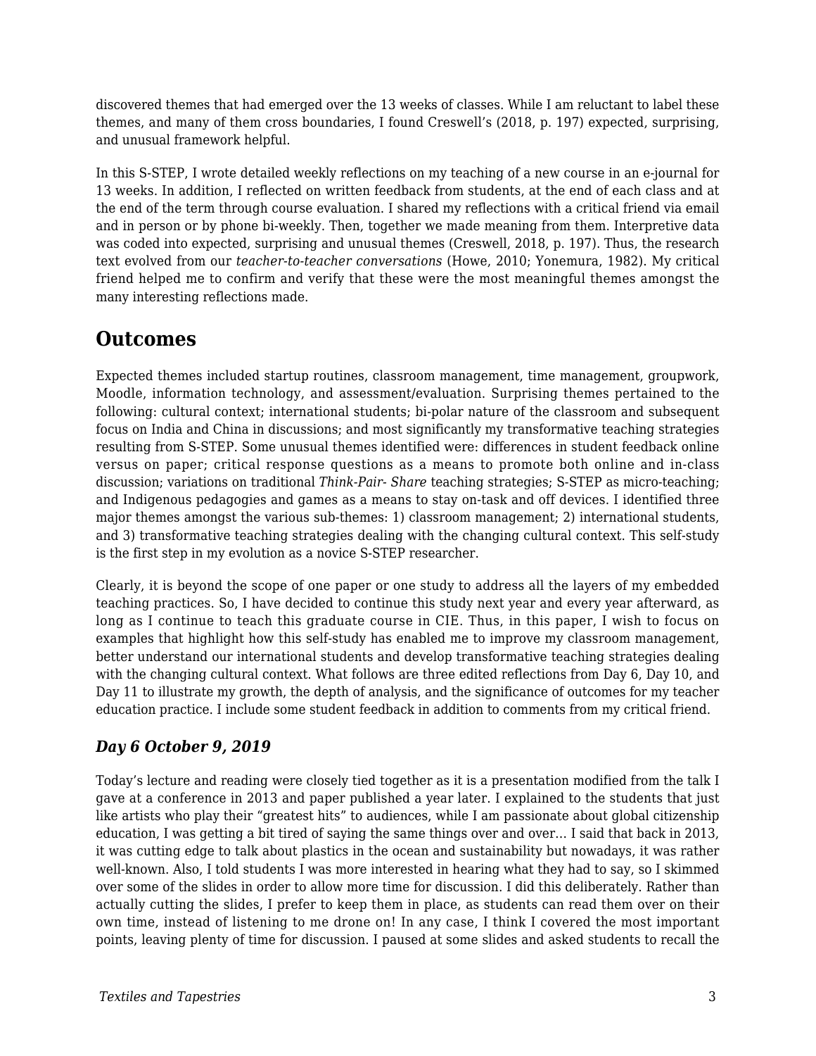discovered themes that had emerged over the 13 weeks of classes. While I am reluctant to label these themes, and many of them cross boundaries, I found Creswell's (2018, p. 197) expected, surprising, and unusual framework helpful.

In this S-STEP, I wrote detailed weekly reflections on my teaching of a new course in an e-journal for 13 weeks. In addition, I reflected on written feedback from students, at the end of each class and at the end of the term through course evaluation. I shared my reflections with a critical friend via email and in person or by phone bi-weekly. Then, together we made meaning from them. Interpretive data was coded into expected, surprising and unusual themes (Creswell, 2018, p. 197). Thus, the research text evolved from our *teacher-to-teacher conversations* (Howe, 2010; Yonemura, 1982). My critical friend helped me to confirm and verify that these were the most meaningful themes amongst the many interesting reflections made.

## Outcomes

Expected themes included startup routines, classroom management, time management, groupwork, Moodle, information technology, and assessment/evaluation. Surprising themes pertained to the following: cultural context; international students; bi-polar nature of the classroom and subsequent focus on India and China in discussions; and most significantly my transformative teaching strategies resulting from S-STEP. Some unusual themes identified were: differences in student feedback online versus on paper; critical response questions as a means to promote both online and in-class discussion; variations on traditional *Think-Pair- Share* teaching strategies; S-STEP as micro-teaching; and Indigenous pedagogies and games as a means to stay on-task and off devices. I identified three major themes amongst the various sub-themes: 1) classroom management; 2) international students, and 3) transformative teaching strategies dealing with the changing cultural context. This self-study is the first step in my evolution as a novice S-STEP researcher.

Clearly, it is beyond the scope of one paper or one study to address all the layers of my embedded teaching practices. So, I have decided to continue this study next year and every year afterward, as long as I continue to teach this graduate course in CIE. Thus, in this paper, I wish to focus on examples that highlight how this self-study has enabled me to improve my classroom management, better understand our international students and develop transformative teaching strategies dealing with the changing cultural context. What follows are three edited reflections from Day 6, Day 10, and Day 11 to illustrate my growth, the depth of analysis, and the significance of outcomes for my teacher education practice. I include some student feedback in addition to comments from my critical friend.

### *Day 6 October 9, 2019*

Today's lecture and reading were closely tied together as it is a presentation modified from the talk I gave at a conference in 2013 and paper published a year later. I explained to the students that just like artists who play their "greatest hits" to audiences, while I am passionate about global citizenship education, I was getting a bit tired of saying the same things over and over… I said that back in 2013, it was cutting edge to talk about plastics in the ocean and sustainability but nowadays, it was rather well-known. Also, I told students I was more interested in hearing what they had to say, so I skimmed over some of the slides in order to allow more time for discussion. I did this deliberately. Rather than actually cutting the slides, I prefer to keep them in place, as students can read them over on their own time, instead of listening to me drone on! In any case, I think I covered the most important points, leaving plenty of time for discussion. I paused at some slides and asked students to recall the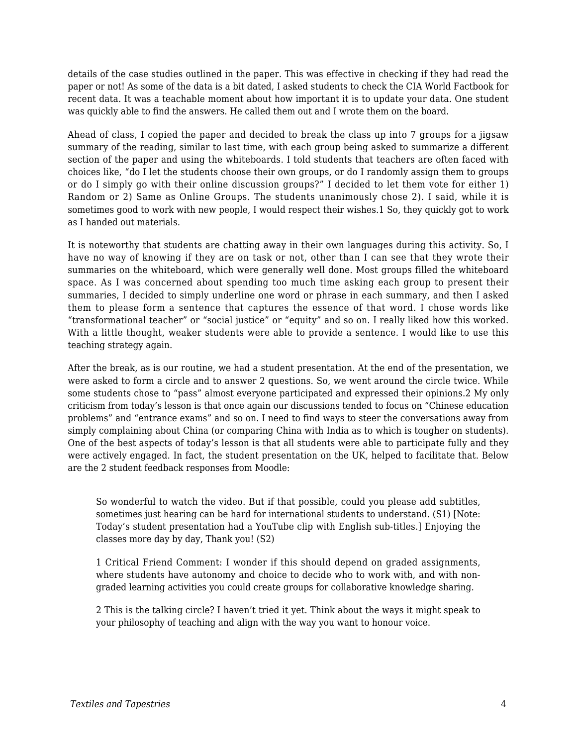details of the case studies outlined in the paper. This was effective in checking if they had read the paper or not! As some of the data is a bit dated, I asked students to check the CIA World Factbook for recent data. It was a teachable moment about how important it is to update your data. One student was quickly able to find the answers. He called them out and I wrote them on the board.

Ahead of class, I copied the paper and decided to break the class up into 7 groups for a jigsaw summary of the reading, similar to last time, with each group being asked to summarize a different section of the paper and using the whiteboards. I told students that teachers are often faced with choices like, "do I let the students choose their own groups, or do I randomly assign them to groups or do I simply go with their online discussion groups?" I decided to let them vote for either 1) Random or 2) Same as Online Groups. The students unanimously chose 2). I said, while it is sometimes good to work with new people, I would respect their wishes.[1] So, they quickly got to work as I handed out materials.

It is noteworthy that students are chatting away in their own languages during this activity. So, I have no way of knowing if they are on task or not, other than I can see that they wrote their summaries on the whiteboard, which were generally well done. Most groups filled the whiteboard space. As I was concerned about spending too much time asking each group to present their summaries, I decided to simply underline one word or phrase in each summary, and then I asked them to please form a sentence that captures the essence of that word. I chose words like "transformational teacher" or "social justice" or "equity" and so on. I really liked how this worked. With a little thought, weaker students were able to provide a sentence. I would like to use this teaching strategy again.

After the break, as is our routine, we had a student presentation. At the end of the presentation, we were asked to form a circle and to answer 2 questions. So, we went around the circle twice. While some students chose to "pass" almost everyone participated and expressed their opinions.[2] My only criticism from today's lesson is that once again our discussions tended to focus on "Chinese education problems" and "entrance exams" and so on. I need to find ways to steer the conversations away from simply complaining about China (or comparing China with India as to which is tougher on students). One of the best aspects of today's lesson is that all students were able to participate fully and they were actively engaged. In fact, the student presentation on the UK, helped to facilitate that. Below are the 2 student feedback responses from Moodle:

> So wonderful to watch the video. But if that possible, could you please add subtitles, sometimes just hearing can be hard for international students to understand. (S1) [Note: Today's student presentation had a YouTube clip with English sub-titles.] Enjoying the classes more day by day, Thank you! (S2)
>
> 1 Critical Friend Comment: I wonder if this should depend on graded assignments, where students have autonomy and choice to decide who to work with, and with non-graded learning activities you could create groups for collaborative knowledge sharing.
>
> 2 This is the talking circle? I haven't tried it yet. Think about the ways it might speak to your philosophy of teaching and align with the way you want to honour voice.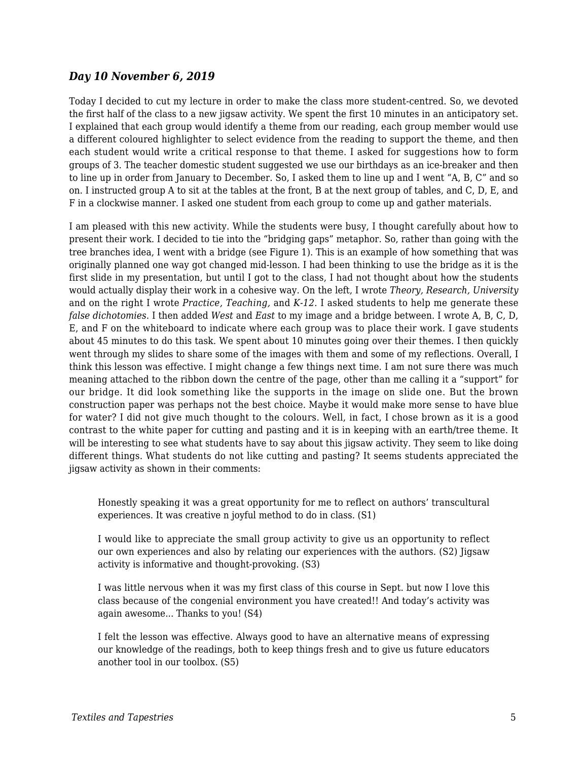### *Day 10 November 6, 2019*

Today I decided to cut my lecture in order to make the class more student-centred. So, we devoted the first half of the class to a new jigsaw activity. We spent the first 10 minutes in an anticipatory set. I explained that each group would identify a theme from our reading, each group member would use a different coloured highlighter to select evidence from the reading to support the theme, and then each student would write a critical response to that theme. I asked for suggestions how to form groups of 3. The teacher domestic student suggested we use our birthdays as an ice-breaker and then to line up in order from January to December. So, I asked them to line up and I went "A, B, C" and so on. I instructed group A to sit at the tables at the front, B at the next group of tables, and C, D, E, and F in a clockwise manner. I asked one student from each group to come up and gather materials.

I am pleased with this new activity. While the students were busy, I thought carefully about how to present their work. I decided to tie into the "bridging gaps" metaphor. So, rather than going with the tree branches idea, I went with a bridge (see Figure 1). This is an example of how something that was originally planned one way got changed mid-lesson. I had been thinking to use the bridge as it is the first slide in my presentation, but until I got to the class, I had not thought about how the students would actually display their work in a cohesive way. On the left, I wrote *Theory, Research, University* and on the right I wrote *Practice, Teaching,* and *K-12*. I asked students to help me generate these *false dichotomies*. I then added *West* and *East* to my image and a bridge between. I wrote A, B, C, D, E, and F on the whiteboard to indicate where each group was to place their work. I gave students about 45 minutes to do this task. We spent about 10 minutes going over their themes. I then quickly went through my slides to share some of the images with them and some of my reflections. Overall, I think this lesson was effective. I might change a few things next time. I am not sure there was much meaning attached to the ribbon down the centre of the page, other than me calling it a "support" for our bridge. It did look something like the supports in the image on slide one. But the brown construction paper was perhaps not the best choice. Maybe it would make more sense to have blue for water? I did not give much thought to the colours. Well, in fact, I chose brown as it is a good contrast to the white paper for cutting and pasting and it is in keeping with an earth/tree theme. It will be interesting to see what students have to say about this jigsaw activity. They seem to like doing different things. What students do not like cutting and pasting? It seems students appreciated the jigsaw activity as shown in their comments:

> Honestly speaking it was a great opportunity for me to reflect on authors' transcultural experiences. It was creative n joyful method to do in class. (S1)
>
> I would like to appreciate the small group activity to give us an opportunity to reflect our own experiences and also by relating our experiences with the authors. (S2) Jigsaw activity is informative and thought-provoking. (S3)
>
> I was little nervous when it was my first class of this course in Sept. but now I love this class because of the congenial environment you have created!! And today's activity was again awesome... Thanks to you! (S4)
>
> I felt the lesson was effective. Always good to have an alternative means of expressing our knowledge of the readings, both to keep things fresh and to give us future educators another tool in our toolbox. (S5)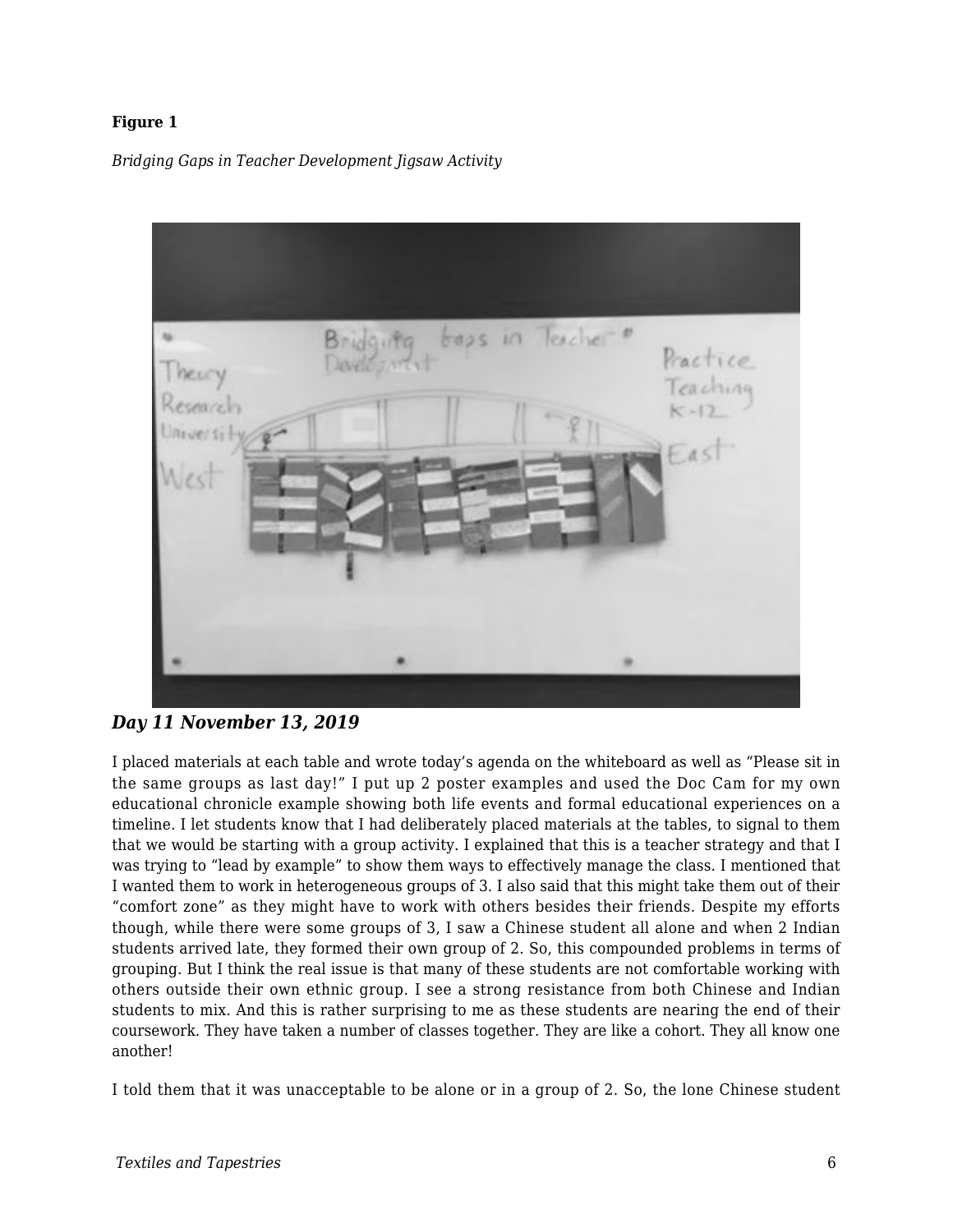**Figure 1**

*Bridging Gaps in Teacher Development Jigsaw Activity*

### *Day 11 November 13, 2019*

I placed materials at each table and wrote today's agenda on the whiteboard as well as "Please sit in the same groups as last day!" I put up 2 poster examples and used the Doc Cam for my own educational chronicle example showing both life events and formal educational experiences on a timeline. I let students know that I had deliberately placed materials at the tables, to signal to them that we would be starting with a group activity. I explained that this is a teacher strategy and that I was trying to "lead by example" to show them ways to effectively manage the class. I mentioned that I wanted them to work in heterogeneous groups of 3. I also said that this might take them out of their "comfort zone" as they might have to work with others besides their friends. Despite my efforts though, while there were some groups of 3, I saw a Chinese student all alone and when 2 Indian students arrived late, they formed their own group of 2. So, this compounded problems in terms of grouping. But I think the real issue is that many of these students are not comfortable working with others outside their own ethnic group. I see a strong resistance from both Chinese and Indian students to mix. And this is rather surprising to me as these students are nearing the end of their coursework. They have taken a number of classes together. They are like a cohort. They all know one another!

I told them that it was unacceptable to be alone or in a group of 2. So, the lone Chinese student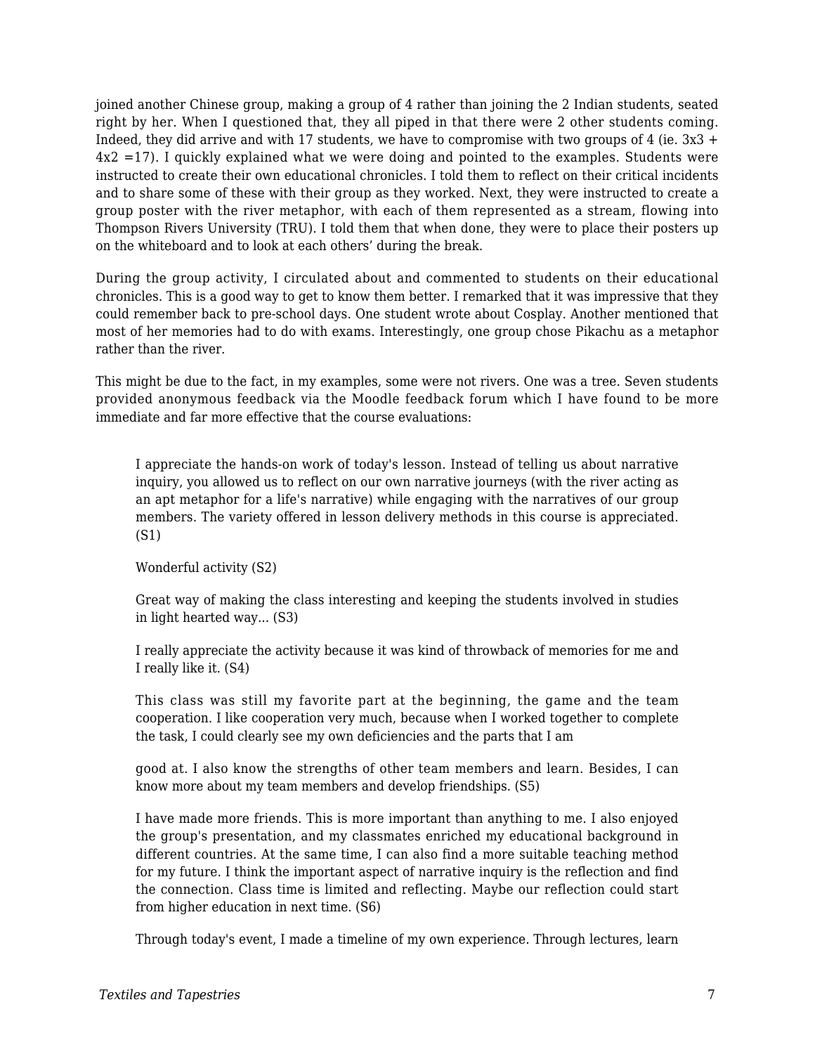joined another Chinese group, making a group of 4 rather than joining the 2 Indian students, seated right by her. When I questioned that, they all piped in that there were 2 other students coming. Indeed, they did arrive and with 17 students, we have to compromise with two groups of 4 (ie. $3x3 + 4x2 = 17$). I quickly explained what we were doing and pointed to the examples. Students were instructed to create their own educational chronicles. I told them to reflect on their critical incidents and to share some of these with their group as they worked. Next, they were instructed to create a group poster with the river metaphor, with each of them represented as a stream, flowing into Thompson Rivers University (TRU). I told them that when done, they were to place their posters up on the whiteboard and to look at each others' during the break.

During the group activity, I circulated about and commented to students on their educational chronicles. This is a good way to get to know them better. I remarked that it was impressive that they could remember back to pre-school days. One student wrote about Cosplay. Another mentioned that most of her memories had to do with exams. Interestingly, one group chose Pikachu as a metaphor rather than the river.

This might be due to the fact, in my examples, some were not rivers. One was a tree. Seven students provided anonymous feedback via the Moodle feedback forum which I have found to be more immediate and far more effective that the course evaluations:

> I appreciate the hands-on work of today's lesson. Instead of telling us about narrative inquiry, you allowed us to reflect on our own narrative journeys (with the river acting as an apt metaphor for a life's narrative) while engaging with the narratives of our group members. The variety offered in lesson delivery methods in this course is appreciated. (S1)
>
> Wonderful activity (S2)
>
> Great way of making the class interesting and keeping the students involved in studies in light hearted way... (S3)
>
> I really appreciate the activity because it was kind of throwback of memories for me and I really like it. (S4)
>
> This class was still my favorite part at the beginning, the game and the team cooperation. I like cooperation very much, because when I worked together to complete the task, I could clearly see my own deficiencies and the parts that I am good at. I also know the strengths of other team members and learn. Besides, I can know more about my team members and develop friendships. (S5)
>
> I have made more friends. This is more important than anything to me. I also enjoyed the group's presentation, and my classmates enriched my educational background in different countries. At the same time, I can also find a more suitable teaching method for my future. I think the important aspect of narrative inquiry is the reflection and find the connection. Class time is limited and reflecting. Maybe our reflection could start from higher education in next time. (S6)
>
> Through today's event, I made a timeline of my own experience. Through lectures, learn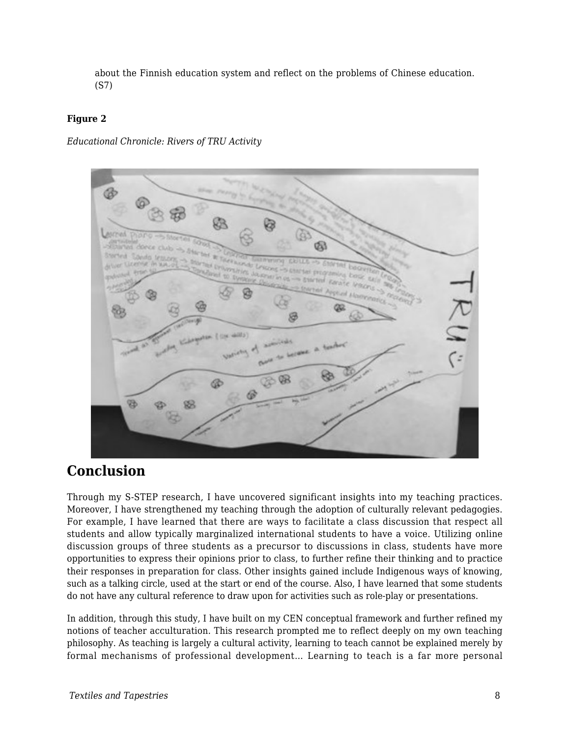about the Finnish education system and reflect on the problems of Chinese education. (S7)

**Figure 2**

*Educational Chronicle: Rivers of TRU Activity*

## Conclusion

Through my S-STEP research, I have uncovered significant insights into my teaching practices. Moreover, I have strengthened my teaching through the adoption of culturally relevant pedagogies. For example, I have learned that there are ways to facilitate a class discussion that respect all students and allow typically marginalized international students to have a voice. Utilizing online discussion groups of three students as a precursor to discussions in class, students have more opportunities to express their opinions prior to class, to further refine their thinking and to practice their responses in preparation for class. Other insights gained include Indigenous ways of knowing, such as a talking circle, used at the start or end of the course. Also, I have learned that some students do not have any cultural reference to draw upon for activities such as role-play or presentations.

In addition, through this study, I have built on my CEN conceptual framework and further refined my notions of teacher acculturation. This research prompted me to reflect deeply on my own teaching philosophy. As teaching is largely a cultural activity, learning to teach cannot be explained merely by formal mechanisms of professional development… Learning to teach is a far more personal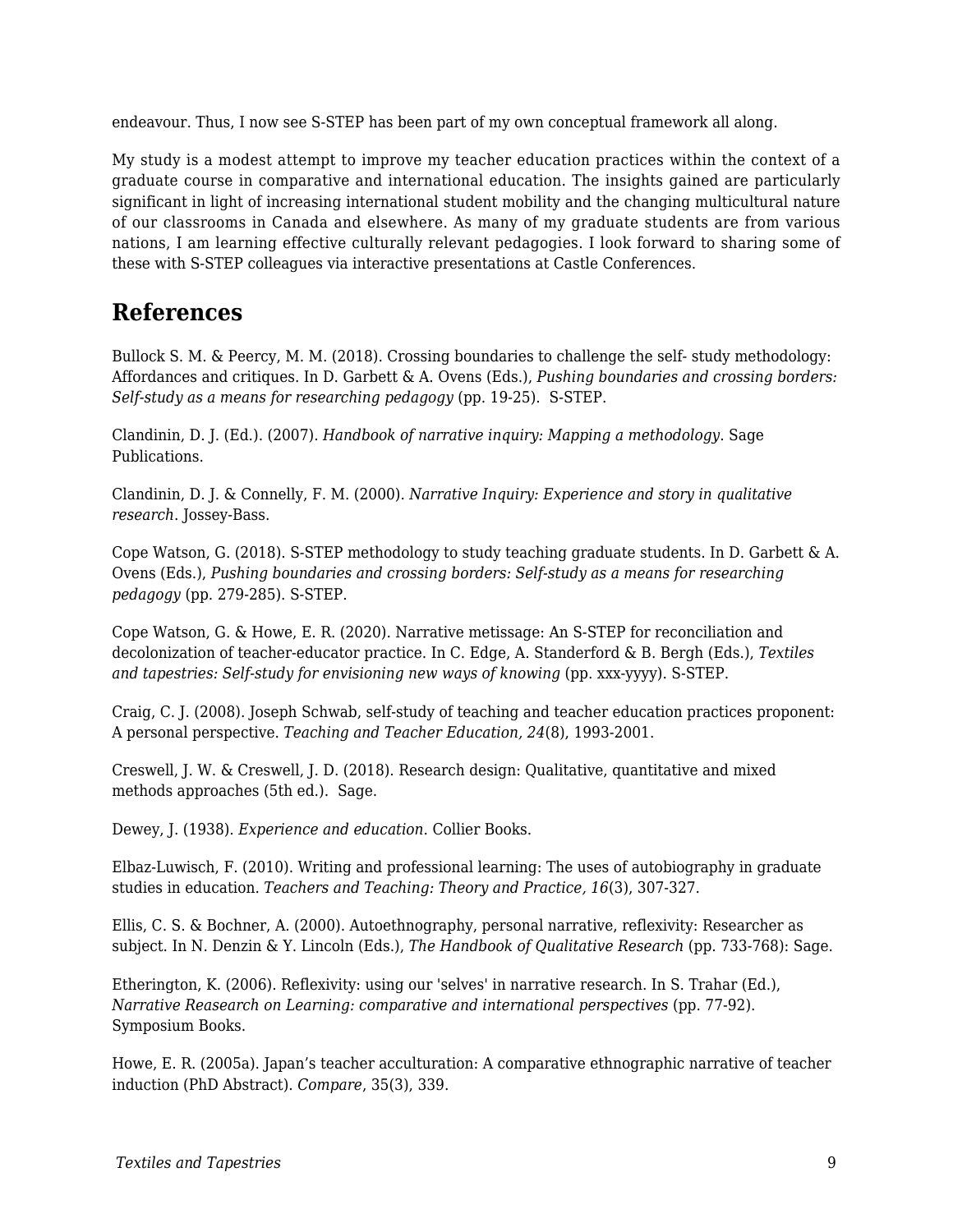endeavour. Thus, I now see S-STEP has been part of my own conceptual framework all along.

My study is a modest attempt to improve my teacher education practices within the context of a graduate course in comparative and international education. The insights gained are particularly significant in light of increasing international student mobility and the changing multicultural nature of our classrooms in Canada and elsewhere. As many of my graduate students are from various nations, I am learning effective culturally relevant pedagogies. I look forward to sharing some of these with S-STEP colleagues via interactive presentations at Castle Conferences.

## References

Bullock S. M. & Peercy, M. M. (2018). Crossing boundaries to challenge the self- study methodology: Affordances and critiques. In D. Garbett & A. Ovens (Eds.), *Pushing boundaries and crossing borders: Self-study as a means for researching pedagogy* (pp. 19-25). S-STEP.

Clandinin, D. J. (Ed.). (2007). *Handbook of narrative inquiry: Mapping a methodology*. Sage Publications.

Clandinin, D. J. & Connelly, F. M. (2000). *Narrative Inquiry: Experience and story in qualitative research*. Jossey-Bass.

Cope Watson, G. (2018). S-STEP methodology to study teaching graduate students. In D. Garbett & A. Ovens (Eds.), *Pushing boundaries and crossing borders: Self-study as a means for researching pedagogy* (pp. 279-285). S-STEP.

Cope Watson, G. & Howe, E. R. (2020). Narrative metissage: An S-STEP for reconciliation and decolonization of teacher-educator practice. In C. Edge, A. Standerford & B. Bergh (Eds.), *Textiles and tapestries: Self-study for envisioning new ways of knowing* (pp. xxx-yyyy). S-STEP.

Craig, C. J. (2008). Joseph Schwab, self-study of teaching and teacher education practices proponent: A personal perspective. *Teaching and Teacher Education, 24*(8), 1993-2001.

Creswell, J. W. & Creswell, J. D. (2018). Research design: Qualitative, quantitative and mixed methods approaches (5th ed.). Sage.

Dewey, J. (1938). *Experience and education*. Collier Books.

Elbaz-Luwisch, F. (2010). Writing and professional learning: The uses of autobiography in graduate studies in education. *Teachers and Teaching: Theory and Practice, 16*(3), 307-327.

Ellis, C. S. & Bochner, A. (2000). Autoethnography, personal narrative, reflexivity: Researcher as subject. In N. Denzin & Y. Lincoln (Eds.), *The Handbook of Qualitative Research* (pp. 733-768): Sage.

Etherington, K. (2006). Reflexivity: using our 'selves' in narrative research. In S. Trahar (Ed.), *Narrative Reasearch on Learning: comparative and international perspectives* (pp. 77-92). Symposium Books.

Howe, E. R. (2005a). Japan's teacher acculturation: A comparative ethnographic narrative of teacher induction (PhD Abstract). *Compare*, 35(3), 339.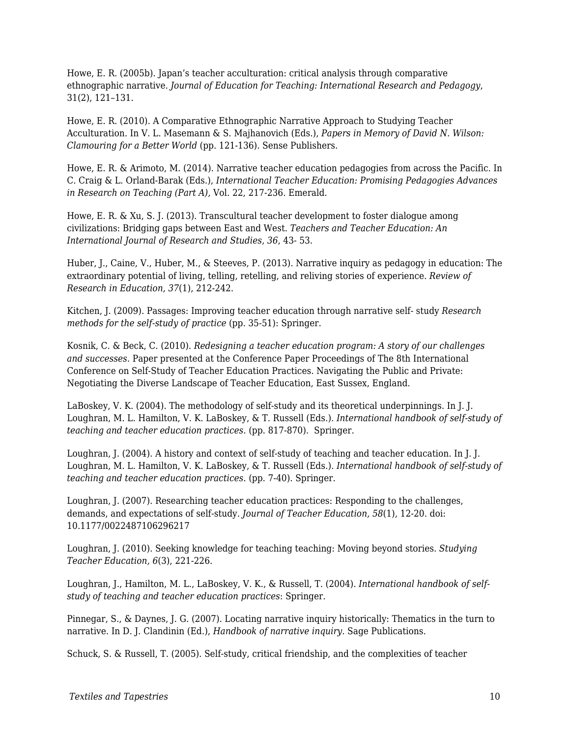Howe, E. R. (2005b). Japan's teacher acculturation: critical analysis through comparative ethnographic narrative. *Journal of Education for Teaching: International Research and Pedagogy*, 31(2), 121–131.

Howe, E. R. (2010). A Comparative Ethnographic Narrative Approach to Studying Teacher Acculturation. In V. L. Masemann & S. Majhanovich (Eds.), *Papers in Memory of David N. Wilson: Clamouring for a Better World* (pp. 121-136). Sense Publishers.

Howe, E. R. & Arimoto, M. (2014). Narrative teacher education pedagogies from across the Pacific. In C. Craig & L. Orland-Barak (Eds.), *International Teacher Education: Promising Pedagogies Advances in Research on Teaching (Part A),* Vol. 22, 217-236. Emerald.

Howe, E. R. & Xu, S. J. (2013). Transcultural teacher development to foster dialogue among civilizations: Bridging gaps between East and West. *Teachers and Teacher Education: An International Journal of Research and Studies, 36*, 43- 53.

Huber, J., Caine, V., Huber, M., & Steeves, P. (2013). Narrative inquiry as pedagogy in education: The extraordinary potential of living, telling, retelling, and reliving stories of experience. *Review of Research in Education, 37*(1), 212-242.

Kitchen, J. (2009). Passages: Improving teacher education through narrative self- study *Research methods for the self-study of practice* (pp. 35-51): Springer.

Kosnik, C. & Beck, C. (2010). *Redesigning a teacher education program: A story of our challenges and successes.* Paper presented at the Conference Paper Proceedings of The 8th International Conference on Self-Study of Teacher Education Practices. Navigating the Public and Private: Negotiating the Diverse Landscape of Teacher Education, East Sussex, England.

LaBoskey, V. K. (2004). The methodology of self-study and its theoretical underpinnings. In J. J. Loughran, M. L. Hamilton, V. K. LaBoskey, & T. Russell (Eds.). *International handbook of self-study of teaching and teacher education practices.* (pp. 817-870). Springer.

Loughran, J. (2004). A history and context of self-study of teaching and teacher education. In J. J. Loughran, M. L. Hamilton, V. K. LaBoskey, & T. Russell (Eds.). *International handbook of self-study of teaching and teacher education practices.* (pp. 7-40). Springer.

Loughran, J. (2007). Researching teacher education practices: Responding to the challenges, demands, and expectations of self-study. *Journal of Teacher Education, 58*(1), 12-20. doi: 10.1177/0022487106296217

Loughran, J. (2010). Seeking knowledge for teaching teaching: Moving beyond stories. *Studying Teacher Education, 6*(3), 221-226.

Loughran, J., Hamilton, M. L., LaBoskey, V. K., & Russell, T. (2004). *International handbook of self-study of teaching and teacher education practices*: Springer.

Pinnegar, S., & Daynes, J. G. (2007). Locating narrative inquiry historically: Thematics in the turn to narrative. In D. J. Clandinin (Ed.), *Handbook of narrative inquiry*. Sage Publications.

Schuck, S. & Russell, T. (2005). Self-study, critical friendship, and the complexities of teacher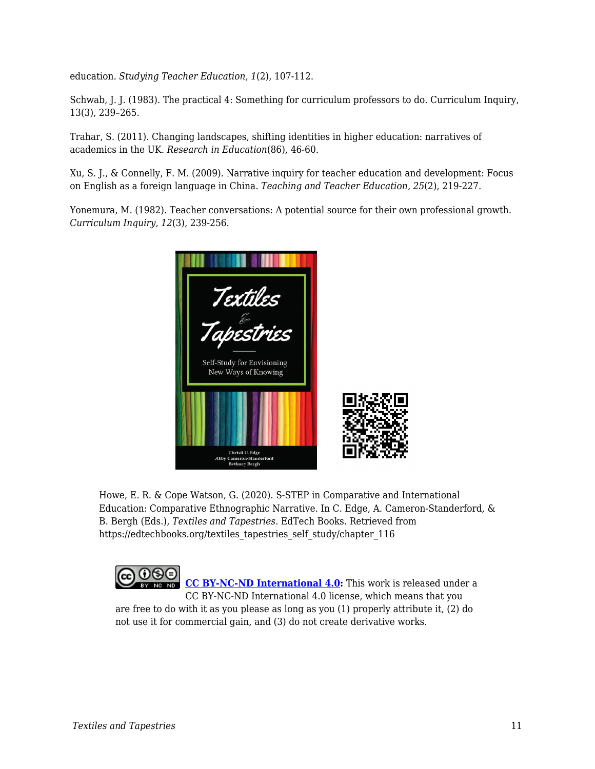education. *Studying Teacher Education, 1*(2), 107-112.

Schwab, J. J. (1983). The practical 4: Something for curriculum professors to do. Curriculum Inquiry, 13(3), 239–265.

Trahar, S. (2011). Changing landscapes, shifting identities in higher education: narratives of academics in the UK. *Research in Education*(86), 46-60.

Xu, S. J., & Connelly, F. M. (2009). Narrative inquiry for teacher education and development: Focus on English as a foreign language in China. *Teaching and Teacher Education, 25*(2), 219-227.

Yonemura, M. (1982). Teacher conversations: A potential source for their own professional growth. *Curriculum Inquiry, 12*(3), 239-256.

Howe, E. R. & Cope Watson, G. (2020). S-STEP in Comparative and International Education: Comparative Ethnographic Narrative. In C. Edge, A. Cameron-Standerford, & B. Bergh (Eds.), *Textiles and Tapestries*. EdTech Books. Retrieved from https://edtechbooks.org/textiles_tapestries_self_study/chapter_116

**CC BY-NC-ND International 4.0:** This work is released under a CC BY-NC-ND International 4.0 license, which means that you are free to do with it as you please as long as you (1) properly attribute it, (2) do not use it for commercial gain, and (3) do not create derivative works.